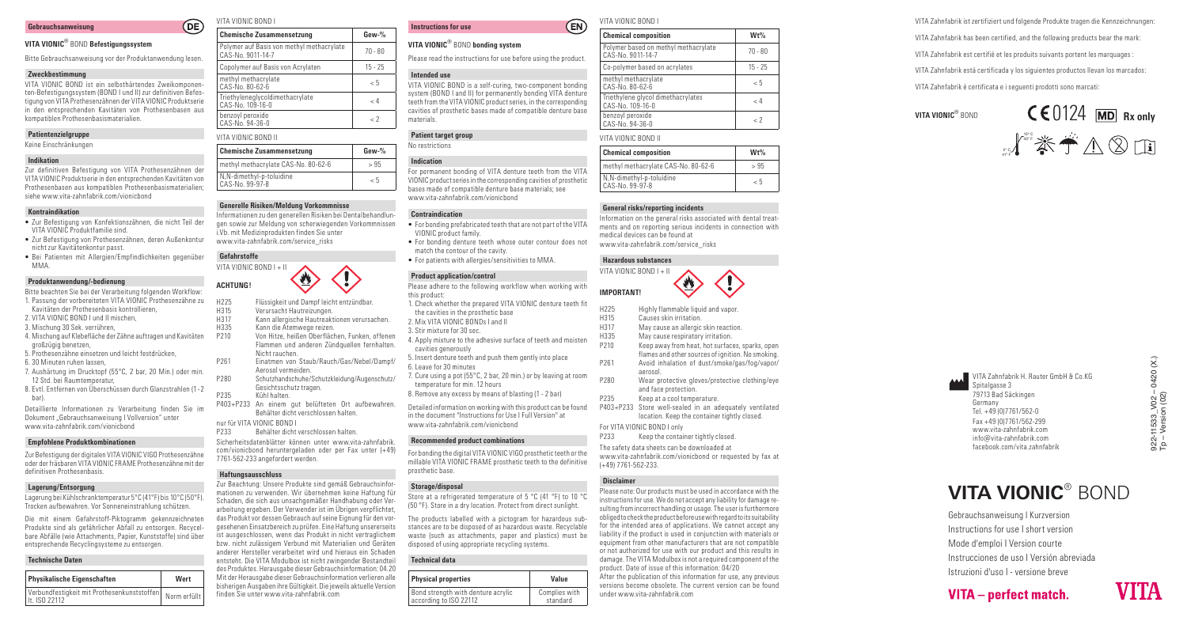## Gebrauchsanweisung (DE)

### VITA VIONIC® BOND Befestigungssystem

Bitte Gebrauchsanweisung vor der Produktanwendung lesen.

#### Zweckbestimmung

VITA VIONIC BOND ist ein selbsthärtendes Zweikomponenten-Befestigungssystem (BOND I und II) zur definitiven Befestigung von VITA Prothesenzähnen der VITA VIONIC Produktserie in den entsprechenden Kavitäten von Prothesenbasen aus kompatiblen Prothesenbasismaterialien.

#### Patientenzielgruppe

Keine Einschränkungen

#### Indikation

Zur definitiven Befestigung von VITA Prothesenzähnen der VITA VIONIC Produktserie in den entsprechenden Kavitäten von Prothesenbasen aus kompatiblen Prothesenbasismaterialien; siehe www.vita-zahnfabrik.com/vionicbond

#### Kontraindikation

- Zur Befestigung von Konfektionszähnen, die nicht Teil der VITA VIONIC Produktfamilie sind.
- Zur Befestigung von Prothesenzähnen, deren Außenkontur nicht zur Kavitätenkontur passt.
- Bei Patienten mit Allergien/Empfindlichkeiten gegenüber MMA.

#### Produktanwendung/-bedienung

Bitte beachten Sie bei der Verarbeitung folgenden Workflow:
1. Passung der vorbereiteten VITA VIONIC Prothesenzähne zu Kavitäten der Prothesenbasis kontrollieren,
2. VITA VIONIC BOND I und II mischen,
3. Mischung 30 Sek. verrühren,
4. Mischung auf Klebefläche der Zähne auftragen und Kavitäten großzügig benetzen,
5. Prothesenzähne einsetzen und leicht festdrücken,
6. 30 Minuten ruhen lassen,
7. Aushärtung im Drucktopf (55°C, 2 bar, 20 Min.) oder min. 12 Std. bei Raumtemperatur,
8. Evtl. Entfernen von Überschüssen durch Glanzstrahlen (1 - 2 bar).

Detaillierte Informationen zu Verarbeitung finden Sie im Dokument „Gebrauchsanweisung I Vollversion" unter www.vita-zahnfabrik.com/vionicbond

#### Empfohlene Produktkombinationen

Zur Befestigung der digitalen VITA VIONIC VIGO Prothesenzähne oder der fräsbaren VITA VIONIC FRAME Prothesenzähne mit der definitiven Prothesenbasis.

#### Lagerung/Entsorgung

Lagerung bei Kühlschranktemperatur 5°C (41°F) bis 10°C (50°F). Trocken aufbewahren. Vor Sonneneinstrahlung schützen.

Die mit einem Gefahrstoff-Piktogramm gekennzeichneten Produkte sind als gefährlicher Abfall zu entsorgen. Recycelbare Abfälle (wie Attachments, Papier, Kunststoffe) sind über entsprechende Recyclingsysteme zu entsorgen.

#### Technische Daten

| Physikalische Eigenschaften | Wert |
|---|---|
| Verbundfestigkeit mit Prothesenkunststoffen lt. ISO 22112 | Norm erfüllt |

VITA VIONIC BOND I

| Chemische Zusammensetzung | Gew-% |
|---|---|
| Polymer auf Basis von methyl methacrylate CAS-No. 9011-14-7 | 70 - 80 |
| Copolymer auf Basis von Acrylaten | 15 - 25 |
| methyl methacrylate CAS-No. 80-62-6 | < 5 |
| Triethyleneglycoldimethacrylate CAS-No. 109-16-0 | < 4 |
| benzoyl peroxide CAS-No. 94-36-0 | < 2 |

VITA VIONIC BOND II

| Chemische Zusammensetzung | Gew-% |
|---|---|
| methyl methacrylate CAS-No. 80-62-6 | > 95 |
| N,N-dimethyl-p-toluidine CAS-No. 99-97-8 | < 5 |

#### Generelle Risiken/Meldung Vorkommnisse

Informationen zu den generellen Risiken bei Dentalbehandlungen sowie zur Meldung von schwerwiegenden Vorkommnissen i.Vb. mit Medizinprodukten finden Sie unter www.vita-zahnfabrik.com/service_risks

#### Gefahrstoffe

VITA VIONIC BOND I + II

**ACHTUNG!**

- H225 Flüssigkeit und Dampf leicht entzündbar.
- H315 Verursacht Hautreizungen.
- H317 Kann allergische Hautreaktionen verursachen.
- H335 Kann die Atemwege reizen.
- P210 Von Hitze, heißen Oberflächen, Funken, offenen Flammen und anderen Zündquellen fernhalten. Nicht rauchen.
- P261 Einatmen von Staub/Rauch/Gas/Nebel/Dampf/Aerosol vermeiden.
- P280 Schutzhandschuhe/Schutzkleidung/Augenschutz/Gesichtsschutz tragen.
- P235 Kühl halten.
- P403+P233 An einem gut belüfteten Ort aufbewahren. Behälter dicht verschlossen halten.

nur für VITA VIONIC BOND I
- P233 Behälter dicht verschlossen halten.

Sicherheitsdatenblätter können unter www.vita-zahnfabrik.com/vionicbond heruntergeladen oder per Fax unter (+49) 7761-562-233 angefordert werden.

#### Haftungsausschluss

Zur Beachtung: Unsere Produkte sind gemäß Gebrauchsinformationen zu verwenden. Wir übernehmen keine Haftung für Schäden, die sich aus unsachgemäßer Handhabung oder Verarbeitung ergeben. Der Verwender ist im Übrigen verpflichtet, das Produkt vor dessen Gebrauch auf seine Eignung für den vorgesehenen Einsatzbereich zu prüfen. Eine Haftung unsererseits ist ausgeschlossen, wenn das Produkt in nicht verträglichem bzw. nicht zulässigem Verbund mit Materialien und Geräten anderer Hersteller verarbeitet wird und hieraus ein Schaden entsteht. Die VITA Modulbox ist nicht zwingender Bestandteil des Produktes. Herausgabe dieser Gebrauchsinformation: 04.20 Mit der Herausgabe dieser Gebrauchsinformation verlieren alle bisherigen Ausgaben ihre Gültigkeit. Die jeweils aktuelle Version finden Sie unter www.vita-zahnfabrik.com

## Instructions for use (EN)

### VITA VIONIC® BOND bonding system

Please read the instructions for use before using the product.

#### Intended use

VITA VIONIC BOND is a self-curing, two-component bonding system (BOND I and II) for permanently bonding VITA denture teeth from the VITA VIONIC product series, in the corresponding cavities of prosthetic bases made of compatible denture base materials.

#### Patient target group

No restrictions

#### Indication

For permanent bonding of VITA denture teeth from the VITA VIONIC product series in the corresponding cavities of prosthetic bases made of compatible denture base materials; see www.vita-zahnfabrik.com/vionicbond

#### Contraindication

- For bonding prefabricated teeth that are not part of the VITA VIONIC product family.
- For bonding denture teeth whose outer contour does not match the contour of the cavity.
- For patients with allergies/sensitivities to MMA.

#### Product application/control

Please adhere to the following workflow when working with this product:
1. Check whether the prepared VITA VIONIC denture teeth fit the cavities in the prosthetic base
2. Mix VITA VIONIC BONDs I and II
3. Stir mixture for 30 sec.
4. Apply mixture to the adhesive surface of teeth and moisten cavities generously
5. Insert denture teeth and push them gently into place
6. Leave for 30 minutes
7. Cure using a pot (55°C, 2 bar, 20 min.) or by leaving at room temperature for min. 12 hours
8. Remove any excess by means of blasting (1 - 2 bar)

Detailed information on working with this product can be found in the document "Instructions for Use I Full Version" at www.vita-zahnfabrik.com/vionicbond

#### Recommended product combinations

For bonding the digital VITA VIONIC VIGO prosthetic teeth or the millable VITA VIONIC FRAME prosthetic teeth to the definitive prosthetic base.

#### Storage/disposal

Store at a refrigerated temperature of 5 °C (41 °F) to 10 °C (50 °F). Store in a dry location. Protect from direct sunlight.

The products labelled with a pictogram for hazardous substances are to be disposed of as hazardous waste. Recyclable waste (such as attachments, paper and plastics) must be disposed of using appropriate recycling systems.

#### Technical data

| Physical properties | Value |
|---|---|
| Bond strength with denture acrylic according to ISO 22112 | Complies with standard |

VITA VIONIC BOND I

| Chemical composition | Wt% |
|---|---|
| Polymer based on methyl methacrylate CAS-No. 9011-14-7 | 70 - 80 |
| Co-polymer based on acrylates | 15 - 25 |
| methyl methacrylate CAS-No. 80-62-6 | < 5 |
| Triethylene glycol dimethacrylates CAS-No. 109-16-0 | < 4 |
| benzoyl peroxide CAS-No. 94-36-0 | < 2 |

VITA VIONIC BOND II

| Chemical composition | Wt% |
|---|---|
| methyl methacrylate CAS-No. 80-62-6 | > 95 |
| N,N-dimethyl-p-toluidine CAS-No. 99-97-8 | < 5 |

#### General risks/reporting incidents

Information on the general risks associated with dental treatments and on reporting serious incidents in connection with medical devices can be found at www.vita-zahnfabrik.com/service_risks

#### Hazardous substances

VITA VIONIC BOND I + II

**IMPORTANT!**

- H225 Highly flammable liquid and vapor.
- H315 Causes skin irritation.
- H317 May cause an allergic skin reaction.
- H335 May cause respiratory irritation.
- P210 Keep away from heat, hot surfaces, sparks, open flames and other sources of ignition. No smoking.
- P261 Avoid inhalation of dust/smoke/gas/fog/vapor/aerosol.
- P280 Wear protective gloves/protective clothing/eye and face protection.
- P235 Keep at a cool temperature.
- P403+P233 Store well-sealed in an adequately ventilated location. Keep the container tightly closed.

For VITA VIONIC BOND I only
- P233 Keep the container tightly closed.

The safety data sheets can be downloaded at www.vita-zahnfabrik.com/vionicbond or requested by fax at (+49) 7761-562-233.

#### Disclaimer

Please note: Our products must be used in accordance with the instructions for use. We do not accept any liability for damage resulting from incorrect handling or usage. The user is furthermore obliged to check the product before use with regard to its suitability for the intended area of applications. We cannot accept any liability if the product is used in conjunction with materials or equipment from other manufacturers that are not compatible or not authorized for use with our product and this results in damage. The VITA Modulbox is not a required component of the product. Date of issue of this information: 04/20

After the publication of this information for use, any previous versions become obsolete. The current version can be found under www.vita-zahnfabrik.com

VITA Zahnfabrik ist zertifiziert und folgende Produkte tragen die Kennzeichnungen:

VITA Zahnfabrik has been certified, and the following products bear the mark:

VITA Zahnfabrik est certifié et les produits suivants portent les marquages :

VITA Zahnfabrik está certificada y los siguientes productos llevan los marcados:

VITA Zahnfabrik è certificata e i seguenti prodotti sono marcati:

VITA VIONIC® BOND — CE 0124 MD Rx only

5°C / 41°F – 10°C / 50°F

VITA Zahnfabrik H. Rauter GmbH & Co.KG
Spitalgasse 3
79713 Bad Säckingen
Germany
Tel. +49 (0)7761/562-0
Fax +49 (0)7761/562-299
www.vita-zahnfabrik.com
info@vita-zahnfabrik.com
facebook.com/vita.zahnfabrik

922-11533_V02 – 0420 (X.)
Tp – Version (02)

# VITA VIONIC® BOND

Gebrauchsanweisung I Kurzversion
Instructions for use I short version
Mode d'emploi I Version courte
Instrucciones de uso I Versión abreviada
Istruzioni d'uso I - versione breve

**VITA – perfect match.**

VITA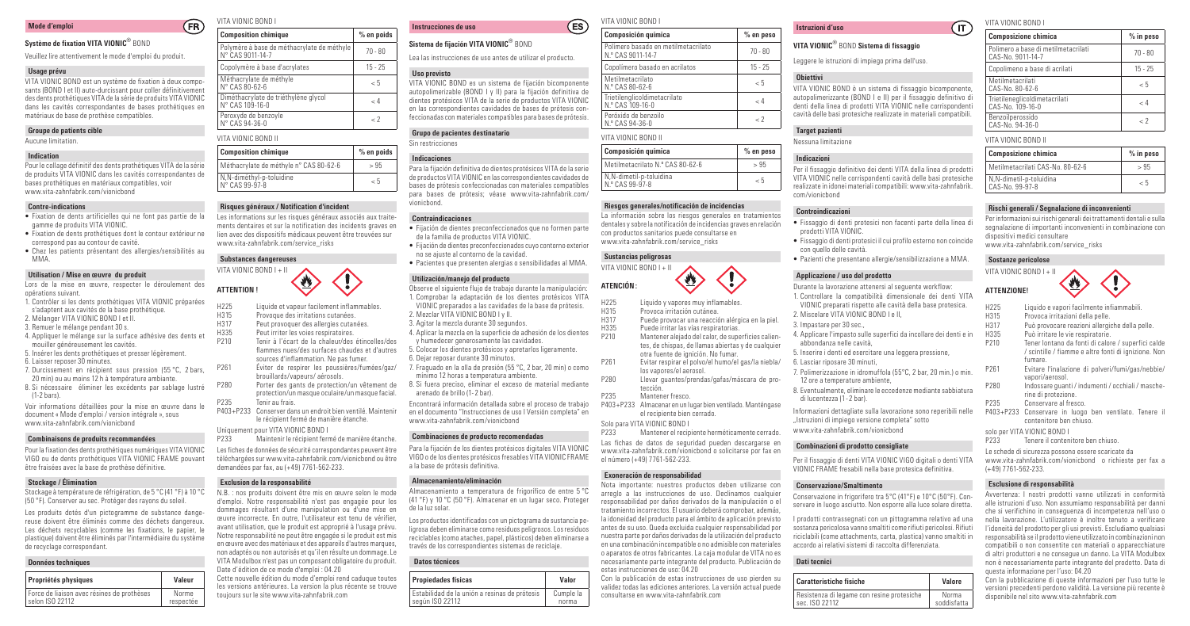## Mode d'emploi

FR

### Système de fixation VITA VIONIC® BOND

Veuillez lire attentivement le mode d'emploi du produit.

#### Usage prévu

VITA VIONIC BOND est un système de fixation à deux composants (BOND I et II) auto-durcissant pour coller définitivement des dents prothétiques VITA de la série de produits VITA VIONIC dans les cavités correspondantes de bases prothétiques en matériaux de base de prothèse compatibles.

#### Groupe de patients cible

Aucune limitation.

#### Indication

Pour le collage définitif des dents prothétiques VITA de la série de produits VITA VIONIC dans les cavités correspondantes de bases prothétiques en matériaux compatibles, voir www.vita-zahnfabrik.com/vionicbond

#### Contre-indications

- Fixation de dents artificielles qui ne font pas partie de la gamme de produits VITA VIONIC.
- Fixation de dents prothétiques dont le contour extérieur ne correspond pas au contour de cavité.
- Chez les patients présentant des allergies/sensibilités au MMA.

#### Utilisation / Mise en œuvre du produit

Lors de la mise en œuvre, respecter le déroulement des opérations suivant.

1. Contrôler si les dents prothétiques VITA VIONIC préparées s'adaptent aux cavités de la base prothétique.
2. Mélanger VITA VIONIC BOND I et II.
3. Remuer le mélange pendant 30 s.
4. Appliquer le mélange sur la surface adhésive des dents et mouiller généreusement les cavités.
5. Insérer les dents prothétiques et presser légèrement.
6. Laisser reposer 30 minutes.
7. Durcissement en récipient sous pression (55 °C, 2 bars, 20 min) ou au moins 12 h à température ambiante.
8. Si nécessaire : éliminer les excédents par sablage lustré (1-2 bars).

Voir informations détaillées pour la mise en œuvre dans le document « Mode d'emploi / version intégrale », sous www.vita-zahnfabrik.com/vionicbond

#### Combinaisons de produits recommandées

Pour la fixation des dents prothétiques numériques VITA VIONIC VIGO ou de dents prothétiques VITA VIONIC FRAME pouvant être fraisées avec la base de prothèse définitive.

#### Stockage / Élimination

Stockage à température de réfrigération, de 5 °C (41 °F) à 10 °C (50 °F). Conserver au sec. Protéger des rayons du soleil.

Les produits dotés d'un pictogramme de substance dangereuse doivent être éliminés comme des déchets dangereux. Les déchets recyclables (comme les fixations, le papier, le plastique) doivent être éliminés par l'intermédiaire du système de recyclage correspondant.

#### Données techniques

| Propriétés physiques | Valeur |
|---|---|
| Force de liaison avec résines de prothèses selon ISO 22112 | Norme respectée |

VITA VIONIC BOND I

| Composition chimique | % en poids |
|---|---|
| Polymère à base de méthacrylate de méthyle N° CAS 9011-14-7 | 70 - 80 |
| Copolymère à base d'acrylates | 15 - 25 |
| Méthacrylate de méthyle N° CAS 80-62-6 | < 5 |
| Diméthacrylate de triéthylène glycol N° CAS 109-16-0 | < 4 |
| Peroxyde de benzoyle N° CAS 94-36-0 | < 2 |

VITA VIONIC BOND II

| Composition chimique | % en poids |
|---|---|
| Méthacrylate de méthyle n° CAS 80-62-6 | > 95 |
| N,N-diméthyl-p-toluidine N° CAS 99-97-8 | < 5 |

#### Risques généraux / Notification d'incident

Les informations sur les risques généraux associés aux traitements dentaires et sur la notification des incidents graves en lien avec des dispositifs médicaux peuvent être trouvées sur www.vita-zahnfabrik.com/service_risks

#### Substances dangereuses

VITA VIONIC BOND I + II

**ATTENTION !**

- H225 Liquide et vapeur facilement inflammables.
- H315 Provoque des irritations cutanées.
- H317 Peut provoquer des allergies cutanées.
- H335 Peut irriter les voies respiratoires.
- P210 Tenir à l'écart de la chaleur/des étincelles/des flammes nues/des surfaces chaudes et d'autres sources d'inflammation. Ne pas fumer.
- P261 Éviter de respirer les poussières/fumées/gaz/brouillards/vapeurs/ aérosols.
- P280 Porter des gants de protection/un vêtement de protection/un masque oculaire/un masque facial.
- P235 Tenir au frais.
- P403+P233 Conserver dans un endroit bien ventilé. Maintenir le récipient fermé de manière étanche.

Uniquement pour VITA VIONIC BOND I

- P233 Maintenir le récipient fermé de manière étanche.

Les fiches de données de sécurité correspondantes peuvent être téléchargées sur www.vita-zahnfabrik.com/vionicbond ou être demandées par fax, au (+49) 7761-562-233.

#### Exclusion de la responsabilité

N.B. : nos produits doivent être mis en œuvre selon le mode d'emploi. Notre responsabilité n'est pas engagée pour les dommages résultant d'une manipulation ou d'une mise en œuvre incorrecte. En outre, l'utilisateur est tenu de vérifier, avant utilisation, que le produit est approprié à l'usage prévu. Notre responsabilité ne peut être engagée si le produit est mis en œuvre avec des matériaux et des appareils d'autres marques, non adaptés ou non autorisés et qu'il en résulte un dommage. Le VITA Modulbox n'est pas un composant obligatoire du produit. Date d'édition de ce mode d'emploi : 04.20

Cette nouvelle édition du mode d'emploi rend caduque toutes les versions antérieures. La version la plus récente se trouve toujours sur le site www.vita-zahnfabrik.com

## Instrucciones de uso

ES

### Sistema de fijación VITA VIONIC® BOND

Lea las instrucciones de uso antes de utilizar el producto.

#### Uso previsto

VITA VIONIC BOND es un sistema de fijación bicomponente autopolimerizable (BOND I y II) para la fijación definitiva de dientes protésicos VITA de la serie de productos VITA VIONIC en las correspondientes cavidades de bases de prótesis confeccionadas con materiales compatibles para bases de prótesis.

#### Grupo de pacientes destinatario

Sin restricciones

#### Indicaciones

Para la fijación definitiva de dientes protésicos VITA de la serie de productos VITA VIONIC en las correspondientes cavidades de bases de prótesis confeccionadas con materiales compatibles para bases de prótesis; véase www.vita-zahnfabrik.com/vionicbond.

#### Contraindicaciones

- Fijación de dientes preconfeccionados que no formen parte de la familia de productos VITA VIONIC.
- Fijación de dientes preconfeccionados cuyo contorno exterior no se ajuste al contorno de la cavidad.
- Pacientes que presenten alergias o sensibilidades al MMA.

#### Utilización/manejo del producto

Observe el siguiente flujo de trabajo durante la manipulación:

1. Comprobar la adaptación de los dientes protésicos VITA VIONIC preparados a las cavidades de la base de prótesis.
2. Mezclar VITA VIONIC BOND I y II.
3. Agitar la mezcla durante 30 segundos.
4. Aplicar la mezcla en la superficie de adhesión de los dientes y humedecer generosamente las cavidades.
5. Colocar los dientes protésicos y apretarlos ligeramente.
6. Dejar reposar durante 30 minutos.
7. Fraguado en la olla de presión (55 °C, 2 bar, 20 min) o como mínimo 12 horas a temperatura ambiente.
8. Si fuera preciso, eliminar el exceso de material mediante arenado de brillo (1-2 bar).

Encontrará información detallada sobre el proceso de trabajo en el documento "Instrucciones de uso | Versión completa" en www.vita-zahnfabrik.com/vionicbond

#### Combinaciones de producto recomendadas

Para la fijación de los dientes protésicos digitales VITA VIONIC VIGO o de los dientes protésicos fresables VITA VIONIC FRAME a la base de prótesis definitiva.

#### Almacenamiento/eliminación

Almacenamiento a temperatura de frigorífico de entre 5 °C (41 °F) y 10 °C (50 °F). Almacenar en un lugar seco. Proteger de la luz solar.

Los productos identificados con un pictograma de sustancia peligrosa deben eliminarse como residuos peligrosos. Los residuos reciclables (como attachments, papel, plásticos) deben eliminarse a través de los correspondientes sistemas de reciclaje.

#### Datos técnicos

| Propiedades físicas | Valor |
|---|---|
| Estabilidad de la unión a resinas de prótesis según ISO 22112 | Cumple la norma |

VITA VIONIC BOND I

| Composición química | % en peso |
|---|---|
| Polímero basado en metilmetacrilato N.º CAS 9011-14-7 | 70 - 80 |
| Copolímero basado en acrilatos | 15 - 25 |
| Metilmetacrilato N.º CAS 80-62-6 | < 5 |
| Trietilenglicoldimetacrilato N.º CAS 109-16-0 | < 4 |
| Peróxido de benzoílo N.º CAS 94-36-0 | < 2 |

VITA VIONIC BOND II

| Composición química | % en peso |
|---|---|
| Metilmetacrilato N.º CAS 80-62-6 | > 95 |
| N,N-dimetil-p-toluidina N.º CAS 99-97-8 | < 5 |

#### Riesgos generales/notificación de incidencias

La información sobre los riesgos generales en tratamientos dentales y sobre la notificación de incidencias graves en relación con productos sanitarios puede consultarse en www.vita-zahnfabrik.com/service_risks

#### Sustancias peligrosas

VITA VIONIC BOND I + II

**ATENCIÓN:**

- H225 Líquido y vapores muy inflamables.
- H315 Provoca irritación cutánea.
- H317 Puede provocar una reacción alérgica en la piel.
- H335 Puede irritar las vías respiratorias.
- P210 Mantener alejado del calor, de superficies calientes, de chispas, de llamas abiertas y de cualquier otra fuente de ignición. No fumar.
- P261 Evitar respirar el polvo/el humo/el gas/la niebla/los vapores/el aerosol.
- P280 Llevar guantes/prendas/gafas/máscara de protección.
- P235 Mantener fresco.
- P403+P233 Almacenar en un lugar bien ventilado. Manténgase el recipiente bien cerrado.

Solo para VITA VIONIC BOND I

- P233 Mantener el recipiente herméticamente cerrado.

Las fichas de datos de seguridad pueden descargarse en www.vita-zahnfabrik.com/vionicbond o solicitarse por fax en el número (+49) 7761-562-233.

#### Exoneración de responsabilidad

Nota importante: nuestros productos deben utilizarse con arreglo a las instrucciones de uso. Declinamos cualquier responsabilidad por daños derivados de la manipulación o el tratamiento incorrectos. El usuario deberá a comprobar, además, la idoneidad del producto para el ámbito de aplicación previsto antes de su uso. Queda excluida cualquier responsabilidad por nuestra parte por daños derivados de la utilización del producto en una combinación incompatible o no admisible con materiales o aparatos de otros fabricantes. La caja modular de VITA no es necesariamente parte integrante del producto. Publicación de estas instrucciones de uso: 04.20

Con la publicación de estas instrucciones de uso pierden su validez todas las ediciones anteriores. La versión actual puede consultarse en www.vita-zahnfabrik.com

## Istruzioni d'uso

IT

### VITA VIONIC® BOND Sistema di fissaggio

Leggere le istruzioni di impiego prima dell'uso.

#### Obiettivi

VITA VIONIC BOND è un sistema di fissaggio bicomponente, autopolimerizzante (BOND I e II) per il fissaggio definitivo di denti della linea di prodotti VITA VIONIC nelle corrispondenti cavità delle basi protesiche realizzate in materiali compatibili.

#### Target pazienti

Nessuna limitazione

#### Indicazioni

Per il fissaggio definitivo dei denti VITA della linea di prodotti VITA VIONIC nelle corrispondenti cavità delle basi protesiche realizzate in idonei materiali compatibili: www.vita-zahnfabrik.com/vionicbond

#### Controindicazioni

- Fissaggio di denti protesici non facenti parte della linea di prodotti VITA VIONIC.
- Fissaggio di denti protesici il cui profilo esterno non coincide con quello delle cavità.
- Pazienti che presentano allergie/sensibilizzazione a MMA.

#### Applicazione / uso del prodotto

Durante la lavorazione attenersi al seguente workflow:

1. Controllare la compatibilità dimensionale dei denti VITA VIONIC preparati rispetto alle cavità della base protesica.
2. Miscelare VITA VIONIC BOND I e II,
3. Impastare per 30 sec.,
4. Applicare l'impasto sulle superfici da incollare dei denti e in abbondanza nelle cavità,
5. Inserire i denti ed esercitare una leggera pressione,
6. Lasciar riposare 30 minuti,
7. Polimerizzazione in idromuffola (55°C, 2 bar, 20 min.) o min. 12 ore a temperature ambiente,
8. Eventualmente, eliminare le eccedenze mediante sabbiatura di lucidezza (1-2 bar).

Informazioni dettagliate sulla lavorazione sono reperibili nelle „Istruzioni di impiego versione completa" sotto www.vita-zahnfabrik.com/vionicbond

#### Combinazioni di prodotto consigliate

Per il fissaggio di denti VITA VIONIC VIGO digitali o denti VITA VIONIC FRAME fresabili nella base protesica definitiva.

#### Conservazione/Smaltimento

Conservazione in frigorifero tra 5°C (41°F) e 10°C (50°F). Conservare in luogo asciutto. Non esporre alla luce solare diretta.

I prodotti contrassegnati con un pittogramma relativo ad una sostanza pericolosa vanno smaltiti come rifiuti pericolosi. Rifiuti riciclabili (come attachments, carta, plastica) vanno smaltiti in accordo ai relativi sistemi di raccolta differenziata.

#### Dati tecnici

| Caratteristiche fisiche | Valore |
|---|---|
| Resistenza di legame con resine protesiche sec. ISO 22112 | Norma soddisfatta |

VITA VIONIC BOND I

| Composizione chimica | % in peso |
|---|---|
| Polimero a base di metilmetacrilato CAS-No. 9011-14-7 | 70 - 80 |
| Copolimero a base di acrilati | 15 - 25 |
| Metilmetacrilati CAS-No. 80-62-6 | < 5 |
| Trietilenglicoldimetacrilati CAS-No. 109-16-0 | < 4 |
| Benzoilperossido CAS-No. 94-36-0 | < 2 |

VITA VIONIC BOND II

| Composizione chimica | % in peso |
|---|---|
| Metilmetacrilati CAS-No. 80-62-6 | > 95 |
| N,N-dimetil-p-toluidina CAS-No. 99-97-8 | < 5 |

#### Rischi generali / Segnalazione di inconvenienti

Per informazioni sui rischi generali dei trattamenti dentali e sulla segnalazione di importanti inconvenienti in combinazione con dispositivi medici consultare www.vita-zahnfabrik.com/service_risks

#### Sostanze pericolose

VITA VIONIC BOND I + II

**ATTENZIONE!**

- H225 Liquido e vapori facilmente infiammabili.
- H315 Provoca irritazioni della pelle.
- H317 Può provocare reazioni allergiche della pelle.
- H335 Può irritare le vie respiratorie.
- P210 Tener lontano da fonti di calore / superfici calde / scintille / fiamme e altre fonti di ignizione. Non fumare.
- P261 Evitare l'inalazione di polveri/fumi/gas/nebbie/vapori/aerosol.
- P280 Indossare guanti / indumenti / occhiali / mascherine di protezione.
- P235 Conservare al fresco.
- P403+P233 Conservare in luogo ben ventilato. Tenere il contenitore ben chiuso.

solo per VITA VIONIC BOND I

- P233 Tenere il contenitore ben chiuso.

Le schede di sicurezza possono essere scaricate da www.vita-zahnfabrik.com/vionicbond o richieste per fax a (+49) 7761-562-233.

#### Esclusione di responsabilità

Avvertenza: I nostri prodotti vanno utilizzati in conformità alle istruzioni d'uso. Non assumiamo responsabilità per danni che si verifichino in conseguenza di incompetenza nell'uso o nella lavorazione. L'utilizzatore è inoltre tenuto a verificare l'idoneità del prodotto per gli usi previsti. Escludiamo qualsiasi responsabilità se il prodotto viene utilizzato in combinazioni non compatibili o non consentite con materiali o apparecchiature di altri produttori e ne consegue un danno. La VITA Modulbox non è necessariamente parte integrante del prodotto. Data di questa informazione per l'uso: 04.20

Con la pubblicazione di queste informazioni per l'uso tutte le versioni precedenti perdono validità. La versione più recente è disponibile nel sito www.vita-zahnfabrik.com